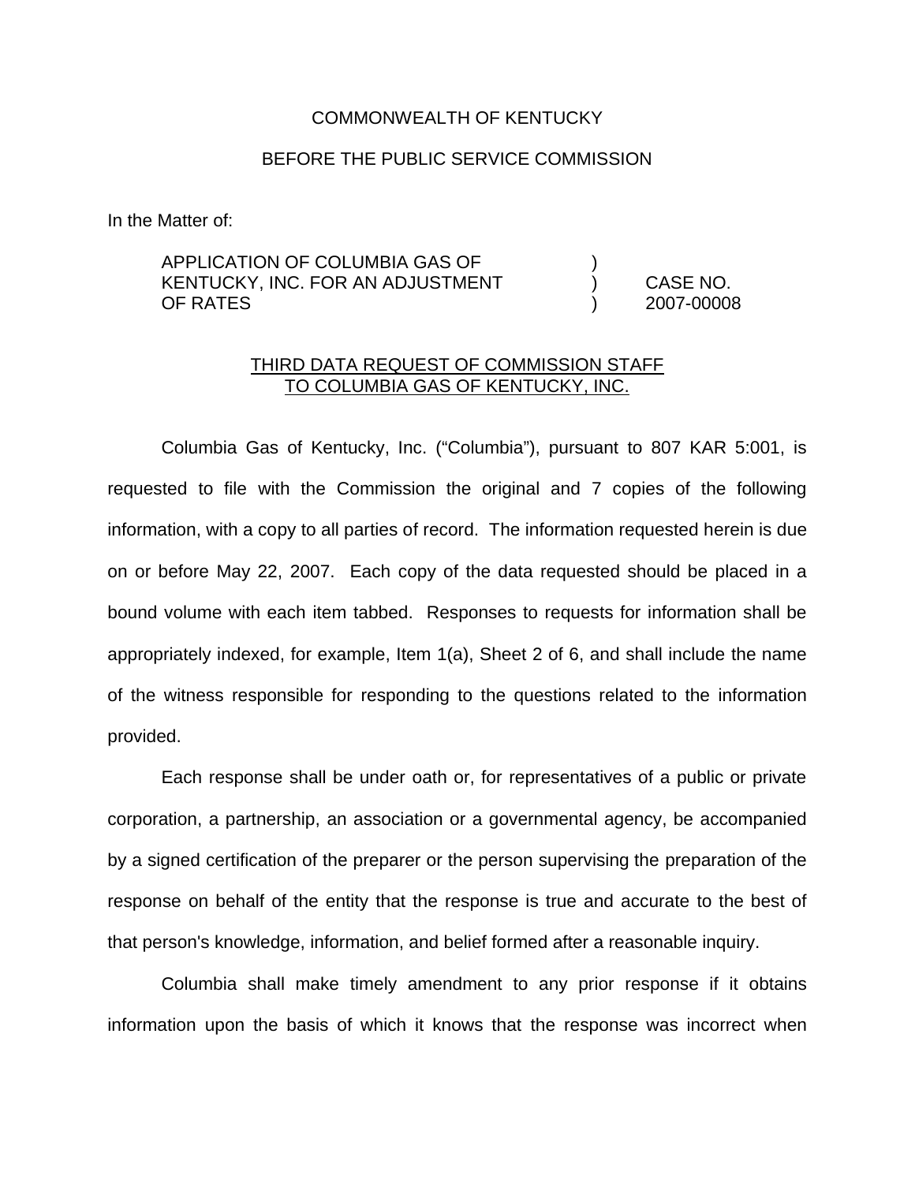COMMONWEALTH OF KENTUCKY

BEFORE THE PUBLIC SERVICE COMMISSION

In the Matter of:

| | | |
|---|---|---|
| APPLICATION OF COLUMBIA GAS OF | ) | |
| KENTUCKY, INC. FOR AN ADJUSTMENT | ) | CASE NO. |
| OF RATES | ) | 2007-00008 |

THIRD DATA REQUEST OF COMMISSION STAFF TO COLUMBIA GAS OF KENTUCKY, INC.

Columbia Gas of Kentucky, Inc. ("Columbia"), pursuant to 807 KAR 5:001, is requested to file with the Commission the original and 7 copies of the following information, with a copy to all parties of record. The information requested herein is due on or before May 22, 2007. Each copy of the data requested should be placed in a bound volume with each item tabbed. Responses to requests for information shall be appropriately indexed, for example, Item 1(a), Sheet 2 of 6, and shall include the name of the witness responsible for responding to the questions related to the information provided.

Each response shall be under oath or, for representatives of a public or private corporation, a partnership, an association or a governmental agency, be accompanied by a signed certification of the preparer or the person supervising the preparation of the response on behalf of the entity that the response is true and accurate to the best of that person's knowledge, information, and belief formed after a reasonable inquiry.

Columbia shall make timely amendment to any prior response if it obtains information upon the basis of which it knows that the response was incorrect when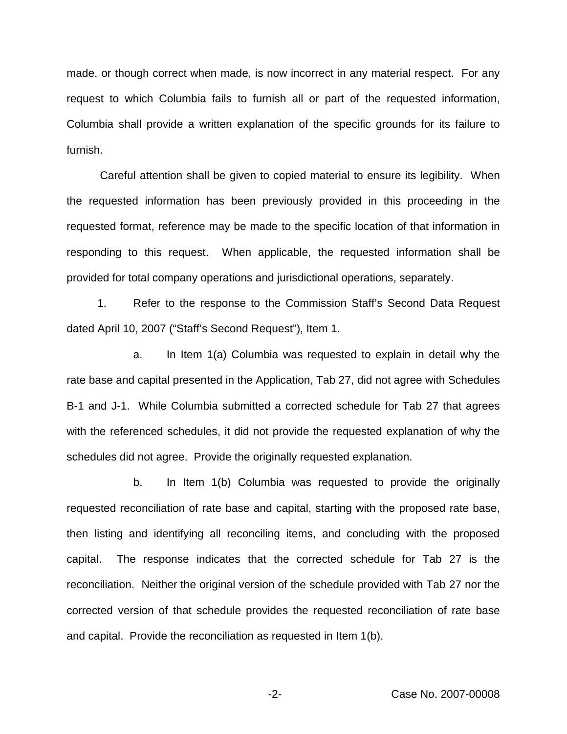made, or though correct when made, is now incorrect in any material respect. For any request to which Columbia fails to furnish all or part of the requested information, Columbia shall provide a written explanation of the specific grounds for its failure to furnish.

Careful attention shall be given to copied material to ensure its legibility. When the requested information has been previously provided in this proceeding in the requested format, reference may be made to the specific location of that information in responding to this request. When applicable, the requested information shall be provided for total company operations and jurisdictional operations, separately.

1. Refer to the response to the Commission Staff's Second Data Request dated April 10, 2007 ("Staff's Second Request"), Item 1.

a. In Item 1(a) Columbia was requested to explain in detail why the rate base and capital presented in the Application, Tab 27, did not agree with Schedules B-1 and J-1. While Columbia submitted a corrected schedule for Tab 27 that agrees with the referenced schedules, it did not provide the requested explanation of why the schedules did not agree. Provide the originally requested explanation.

b. In Item 1(b) Columbia was requested to provide the originally requested reconciliation of rate base and capital, starting with the proposed rate base, then listing and identifying all reconciling items, and concluding with the proposed capital. The response indicates that the corrected schedule for Tab 27 is the reconciliation. Neither the original version of the schedule provided with Tab 27 nor the corrected version of that schedule provides the requested reconciliation of rate base and capital. Provide the reconciliation as requested in Item 1(b).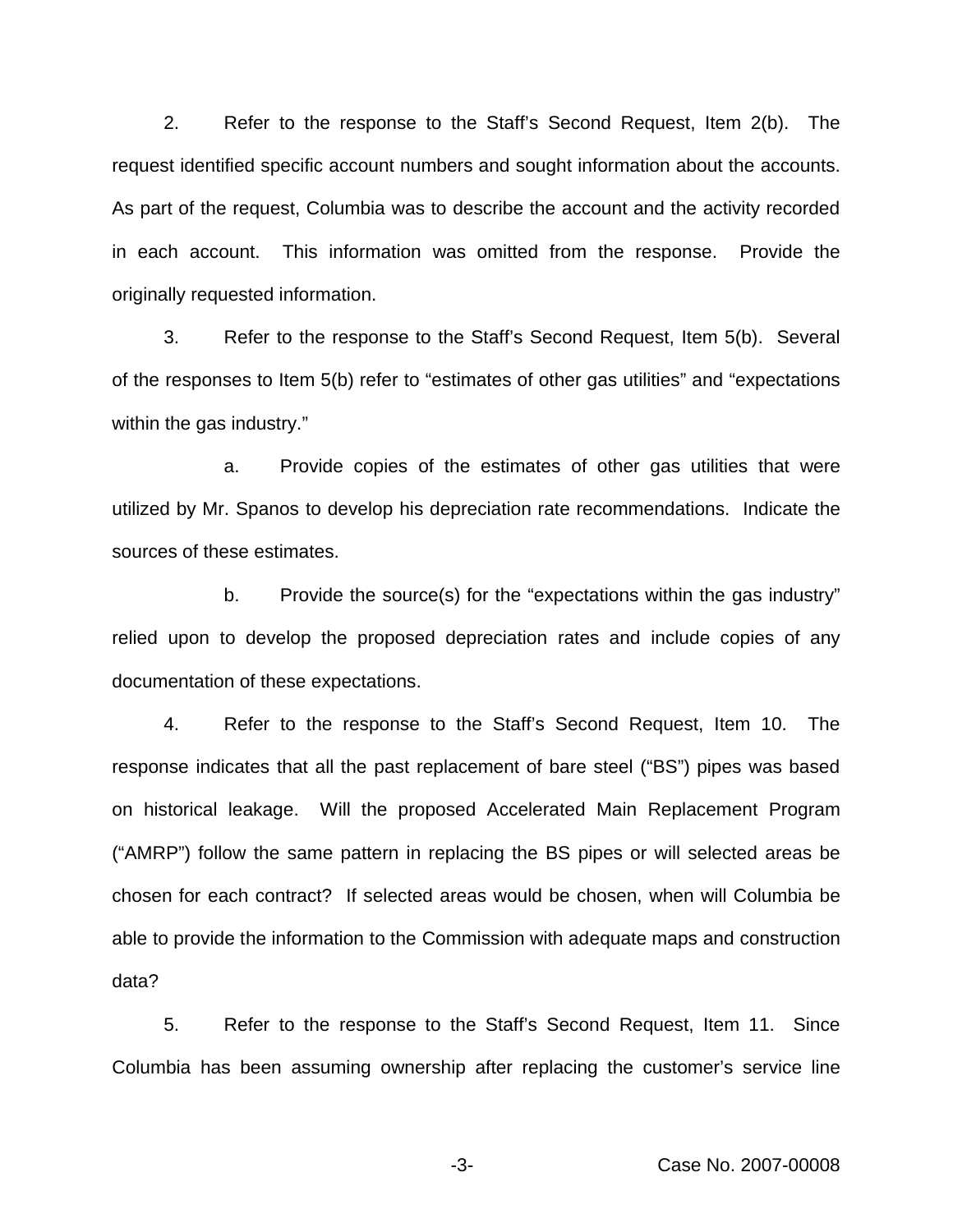2. Refer to the response to the Staff's Second Request, Item 2(b). The request identified specific account numbers and sought information about the accounts. As part of the request, Columbia was to describe the account and the activity recorded in each account. This information was omitted from the response. Provide the originally requested information.

3. Refer to the response to the Staff's Second Request, Item 5(b). Several of the responses to Item 5(b) refer to "estimates of other gas utilities" and "expectations within the gas industry."

a. Provide copies of the estimates of other gas utilities that were utilized by Mr. Spanos to develop his depreciation rate recommendations. Indicate the sources of these estimates.

b. Provide the source(s) for the "expectations within the gas industry" relied upon to develop the proposed depreciation rates and include copies of any documentation of these expectations.

4. Refer to the response to the Staff's Second Request, Item 10. The response indicates that all the past replacement of bare steel ("BS") pipes was based on historical leakage. Will the proposed Accelerated Main Replacement Program ("AMRP") follow the same pattern in replacing the BS pipes or will selected areas be chosen for each contract? If selected areas would be chosen, when will Columbia be able to provide the information to the Commission with adequate maps and construction data?

5. Refer to the response to the Staff's Second Request, Item 11. Since Columbia has been assuming ownership after replacing the customer's service line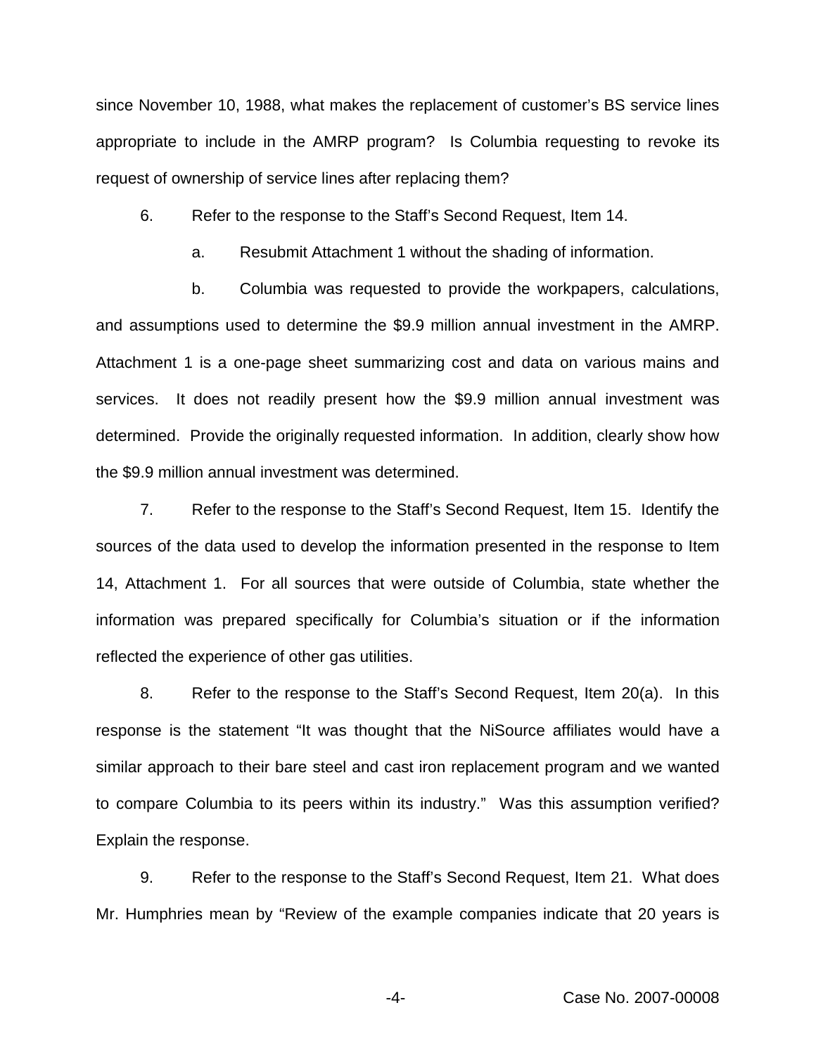since November 10, 1988, what makes the replacement of customer's BS service lines appropriate to include in the AMRP program? Is Columbia requesting to revoke its request of ownership of service lines after replacing them?

6. Refer to the response to the Staff's Second Request, Item 14.

 a. Resubmit Attachment 1 without the shading of information.

 b. Columbia was requested to provide the workpapers, calculations, and assumptions used to determine the $9.9 million annual investment in the AMRP. Attachment 1 is a one-page sheet summarizing cost and data on various mains and services. It does not readily present how the $9.9 million annual investment was determined. Provide the originally requested information. In addition, clearly show how the $9.9 million annual investment was determined.

7. Refer to the response to the Staff's Second Request, Item 15. Identify the sources of the data used to develop the information presented in the response to Item 14, Attachment 1. For all sources that were outside of Columbia, state whether the information was prepared specifically for Columbia's situation or if the information reflected the experience of other gas utilities.

8. Refer to the response to the Staff's Second Request, Item 20(a). In this response is the statement "It was thought that the NiSource affiliates would have a similar approach to their bare steel and cast iron replacement program and we wanted to compare Columbia to its peers within its industry." Was this assumption verified? Explain the response.

9. Refer to the response to the Staff's Second Request, Item 21. What does Mr. Humphries mean by "Review of the example companies indicate that 20 years is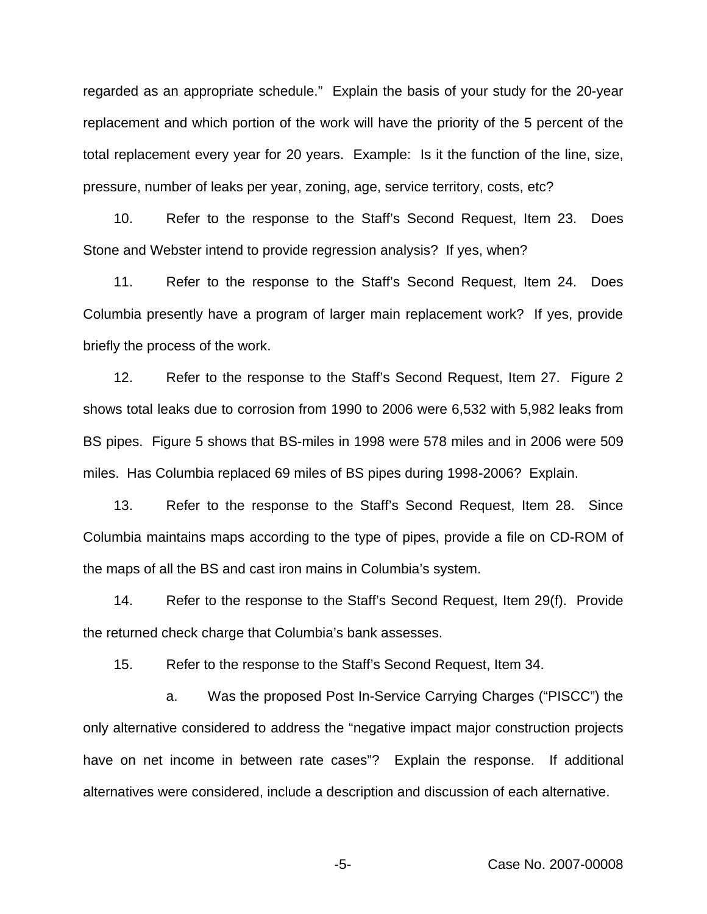regarded as an appropriate schedule." Explain the basis of your study for the 20-year replacement and which portion of the work will have the priority of the 5 percent of the total replacement every year for 20 years. Example: Is it the function of the line, size, pressure, number of leaks per year, zoning, age, service territory, costs, etc?

10. Refer to the response to the Staff's Second Request, Item 23. Does Stone and Webster intend to provide regression analysis? If yes, when?

11. Refer to the response to the Staff's Second Request, Item 24. Does Columbia presently have a program of larger main replacement work? If yes, provide briefly the process of the work.

12. Refer to the response to the Staff's Second Request, Item 27. Figure 2 shows total leaks due to corrosion from 1990 to 2006 were 6,532 with 5,982 leaks from BS pipes. Figure 5 shows that BS-miles in 1998 were 578 miles and in 2006 were 509 miles. Has Columbia replaced 69 miles of BS pipes during 1998-2006? Explain.

13. Refer to the response to the Staff's Second Request, Item 28. Since Columbia maintains maps according to the type of pipes, provide a file on CD-ROM of the maps of all the BS and cast iron mains in Columbia's system.

14. Refer to the response to the Staff's Second Request, Item 29(f). Provide the returned check charge that Columbia's bank assesses.

15. Refer to the response to the Staff's Second Request, Item 34.

a. Was the proposed Post In-Service Carrying Charges ("PISCC") the only alternative considered to address the "negative impact major construction projects have on net income in between rate cases"? Explain the response. If additional alternatives were considered, include a description and discussion of each alternative.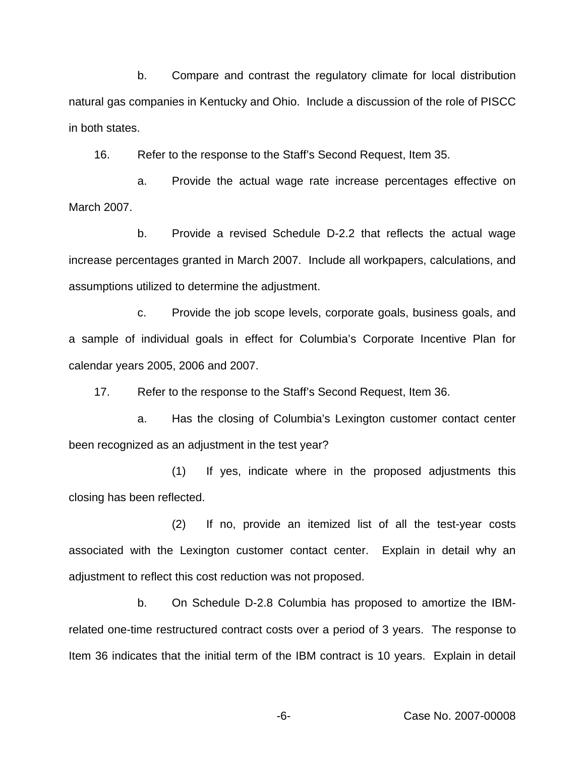b. Compare and contrast the regulatory climate for local distribution natural gas companies in Kentucky and Ohio. Include a discussion of the role of PISCC in both states.

16. Refer to the response to the Staff's Second Request, Item 35.

a. Provide the actual wage rate increase percentages effective on March 2007.

b. Provide a revised Schedule D-2.2 that reflects the actual wage increase percentages granted in March 2007. Include all workpapers, calculations, and assumptions utilized to determine the adjustment.

c. Provide the job scope levels, corporate goals, business goals, and a sample of individual goals in effect for Columbia's Corporate Incentive Plan for calendar years 2005, 2006 and 2007.

17. Refer to the response to the Staff's Second Request, Item 36.

a. Has the closing of Columbia's Lexington customer contact center been recognized as an adjustment in the test year?

(1) If yes, indicate where in the proposed adjustments this closing has been reflected.

(2) If no, provide an itemized list of all the test-year costs associated with the Lexington customer contact center. Explain in detail why an adjustment to reflect this cost reduction was not proposed.

b. On Schedule D-2.8 Columbia has proposed to amortize the IBM-related one-time restructured contract costs over a period of 3 years. The response to Item 36 indicates that the initial term of the IBM contract is 10 years. Explain in detail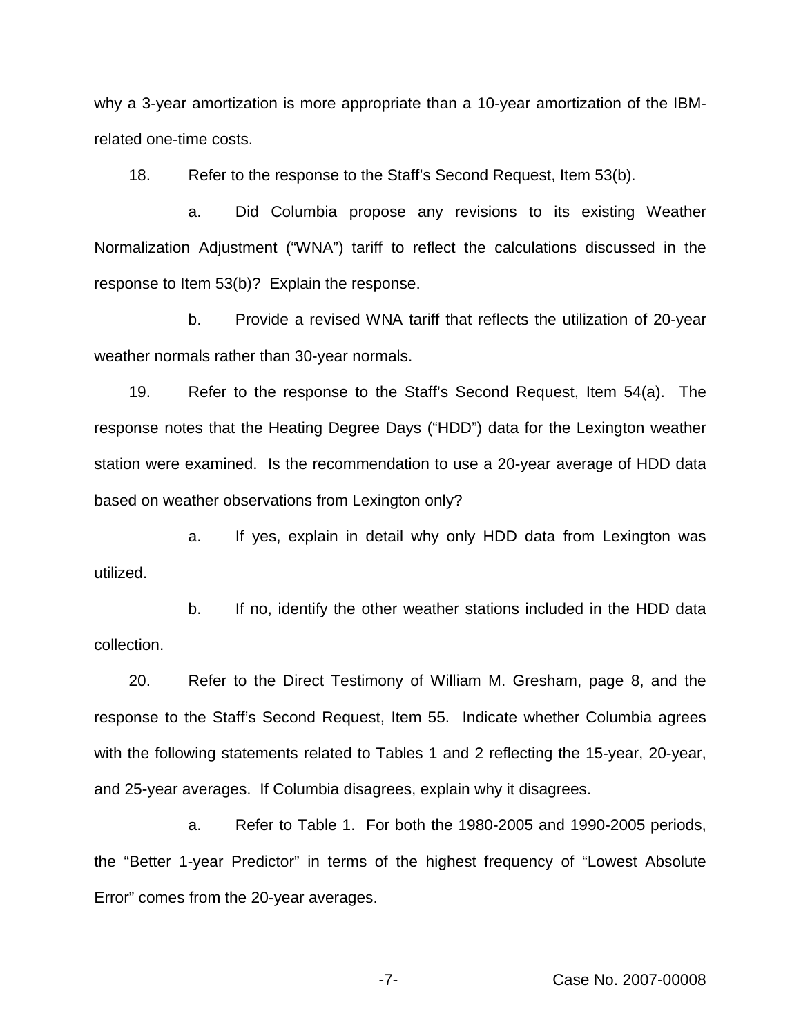why a 3-year amortization is more appropriate than a 10-year amortization of the IBM-related one-time costs.

18. Refer to the response to the Staff's Second Request, Item 53(b).

a. Did Columbia propose any revisions to its existing Weather Normalization Adjustment ("WNA") tariff to reflect the calculations discussed in the response to Item 53(b)? Explain the response.

b. Provide a revised WNA tariff that reflects the utilization of 20-year weather normals rather than 30-year normals.

19. Refer to the response to the Staff's Second Request, Item 54(a). The response notes that the Heating Degree Days ("HDD") data for the Lexington weather station were examined. Is the recommendation to use a 20-year average of HDD data based on weather observations from Lexington only?

a. If yes, explain in detail why only HDD data from Lexington was utilized.

b. If no, identify the other weather stations included in the HDD data collection.

20. Refer to the Direct Testimony of William M. Gresham, page 8, and the response to the Staff's Second Request, Item 55. Indicate whether Columbia agrees with the following statements related to Tables 1 and 2 reflecting the 15-year, 20-year, and 25-year averages. If Columbia disagrees, explain why it disagrees.

a. Refer to Table 1. For both the 1980-2005 and 1990-2005 periods, the "Better 1-year Predictor" in terms of the highest frequency of "Lowest Absolute Error" comes from the 20-year averages.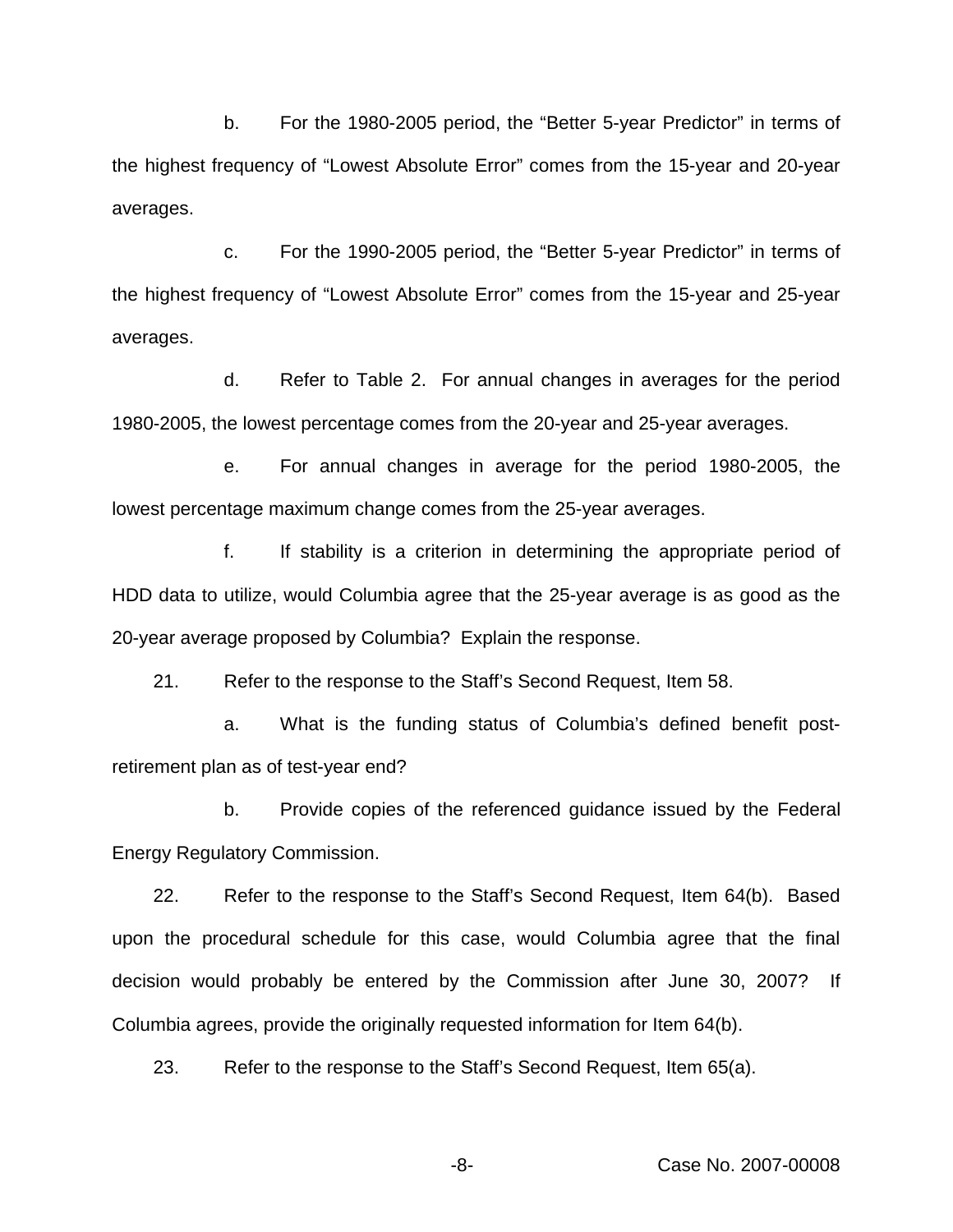b. For the 1980-2005 period, the "Better 5-year Predictor" in terms of the highest frequency of "Lowest Absolute Error" comes from the 15-year and 20-year averages.

c. For the 1990-2005 period, the "Better 5-year Predictor" in terms of the highest frequency of "Lowest Absolute Error" comes from the 15-year and 25-year averages.

d. Refer to Table 2. For annual changes in averages for the period 1980-2005, the lowest percentage comes from the 20-year and 25-year averages.

e. For annual changes in average for the period 1980-2005, the lowest percentage maximum change comes from the 25-year averages.

f. If stability is a criterion in determining the appropriate period of HDD data to utilize, would Columbia agree that the 25-year average is as good as the 20-year average proposed by Columbia? Explain the response.

21. Refer to the response to the Staff's Second Request, Item 58.

a. What is the funding status of Columbia's defined benefit post-retirement plan as of test-year end?

b. Provide copies of the referenced guidance issued by the Federal Energy Regulatory Commission.

22. Refer to the response to the Staff's Second Request, Item 64(b). Based upon the procedural schedule for this case, would Columbia agree that the final decision would probably be entered by the Commission after June 30, 2007? If Columbia agrees, provide the originally requested information for Item 64(b).

23. Refer to the response to the Staff's Second Request, Item 65(a).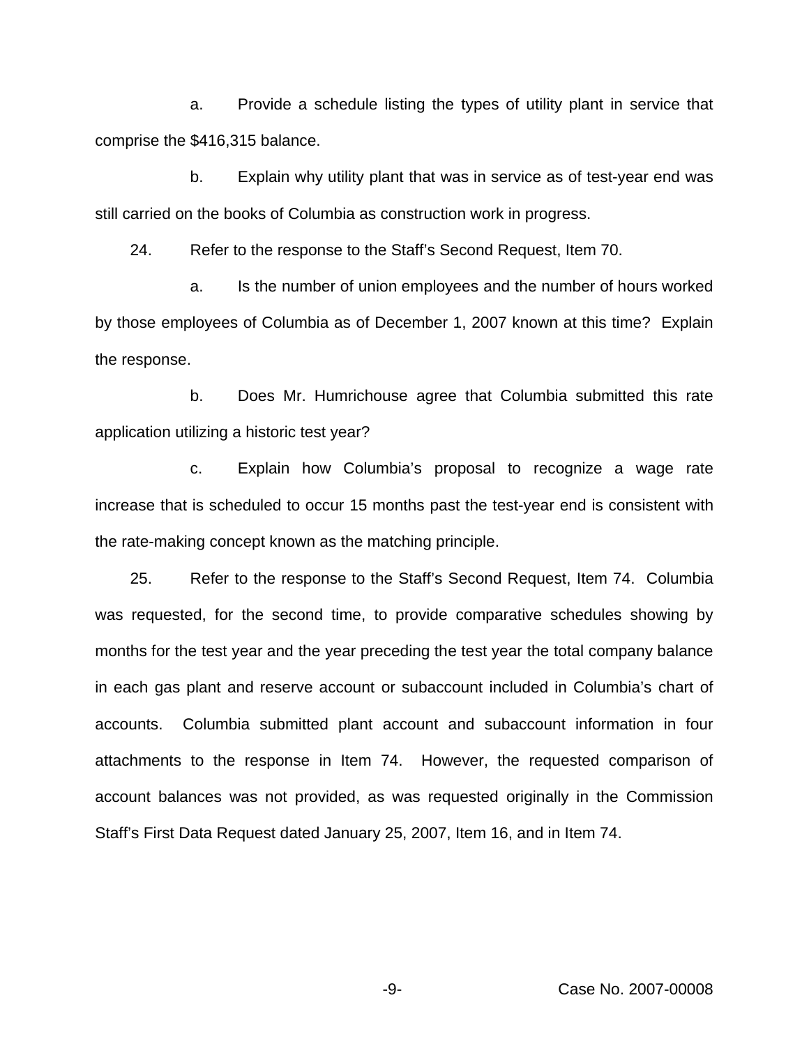a. Provide a schedule listing the types of utility plant in service that comprise the $416,315 balance.

b. Explain why utility plant that was in service as of test-year end was still carried on the books of Columbia as construction work in progress.

24. Refer to the response to the Staff's Second Request, Item 70.

a. Is the number of union employees and the number of hours worked by those employees of Columbia as of December 1, 2007 known at this time? Explain the response.

b. Does Mr. Humrichouse agree that Columbia submitted this rate application utilizing a historic test year?

c. Explain how Columbia's proposal to recognize a wage rate increase that is scheduled to occur 15 months past the test-year end is consistent with the rate-making concept known as the matching principle.

25. Refer to the response to the Staff's Second Request, Item 74. Columbia was requested, for the second time, to provide comparative schedules showing by months for the test year and the year preceding the test year the total company balance in each gas plant and reserve account or subaccount included in Columbia's chart of accounts. Columbia submitted plant account and subaccount information in four attachments to the response in Item 74. However, the requested comparison of account balances was not provided, as was requested originally in the Commission Staff's First Data Request dated January 25, 2007, Item 16, and in Item 74.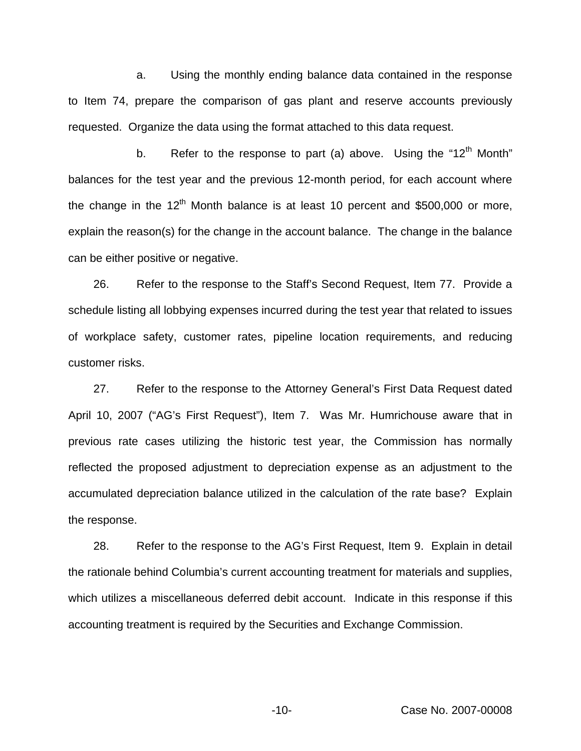a. Using the monthly ending balance data contained in the response to Item 74, prepare the comparison of gas plant and reserve accounts previously requested. Organize the data using the format attached to this data request.

b. Refer to the response to part (a) above. Using the "12th Month" balances for the test year and the previous 12-month period, for each account where the change in the 12th Month balance is at least 10 percent and $500,000 or more, explain the reason(s) for the change in the account balance. The change in the balance can be either positive or negative.

26. Refer to the response to the Staff's Second Request, Item 77. Provide a schedule listing all lobbying expenses incurred during the test year that related to issues of workplace safety, customer rates, pipeline location requirements, and reducing customer risks.

27. Refer to the response to the Attorney General's First Data Request dated April 10, 2007 ("AG's First Request"), Item 7. Was Mr. Humrichouse aware that in previous rate cases utilizing the historic test year, the Commission has normally reflected the proposed adjustment to depreciation expense as an adjustment to the accumulated depreciation balance utilized in the calculation of the rate base? Explain the response.

28. Refer to the response to the AG's First Request, Item 9. Explain in detail the rationale behind Columbia's current accounting treatment for materials and supplies, which utilizes a miscellaneous deferred debit account. Indicate in this response if this accounting treatment is required by the Securities and Exchange Commission.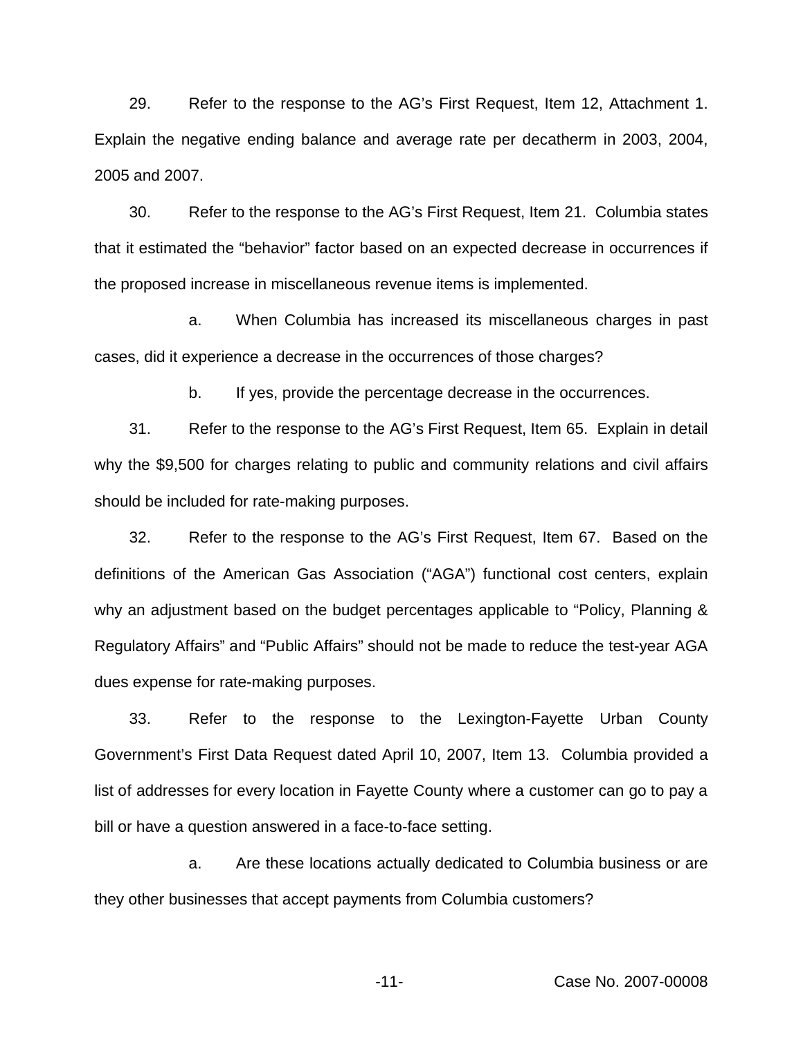29. Refer to the response to the AG's First Request, Item 12, Attachment 1. Explain the negative ending balance and average rate per decatherm in 2003, 2004, 2005 and 2007.

30. Refer to the response to the AG's First Request, Item 21. Columbia states that it estimated the "behavior" factor based on an expected decrease in occurrences if the proposed increase in miscellaneous revenue items is implemented.

a. When Columbia has increased its miscellaneous charges in past cases, did it experience a decrease in the occurrences of those charges?

b. If yes, provide the percentage decrease in the occurrences.

31. Refer to the response to the AG's First Request, Item 65. Explain in detail why the $9,500 for charges relating to public and community relations and civil affairs should be included for rate-making purposes.

32. Refer to the response to the AG's First Request, Item 67. Based on the definitions of the American Gas Association ("AGA") functional cost centers, explain why an adjustment based on the budget percentages applicable to "Policy, Planning & Regulatory Affairs" and "Public Affairs" should not be made to reduce the test-year AGA dues expense for rate-making purposes.

33. Refer to the response to the Lexington-Fayette Urban County Government's First Data Request dated April 10, 2007, Item 13. Columbia provided a list of addresses for every location in Fayette County where a customer can go to pay a bill or have a question answered in a face-to-face setting.

a. Are these locations actually dedicated to Columbia business or are they other businesses that accept payments from Columbia customers?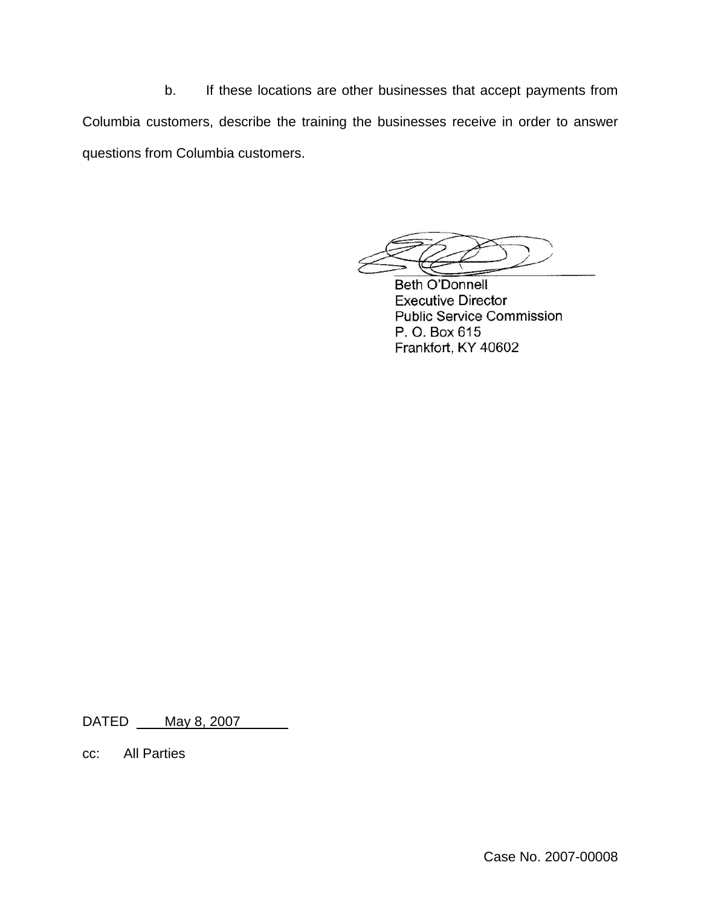b. If these locations are other businesses that accept payments from Columbia customers, describe the training the businesses receive in order to answer questions from Columbia customers.

Beth O'Donnell
Executive Director
Public Service Commission
P. O. Box 615
Frankfort, KY 40602

DATED May 8, 2007

cc: All Parties

Case No. 2007-00008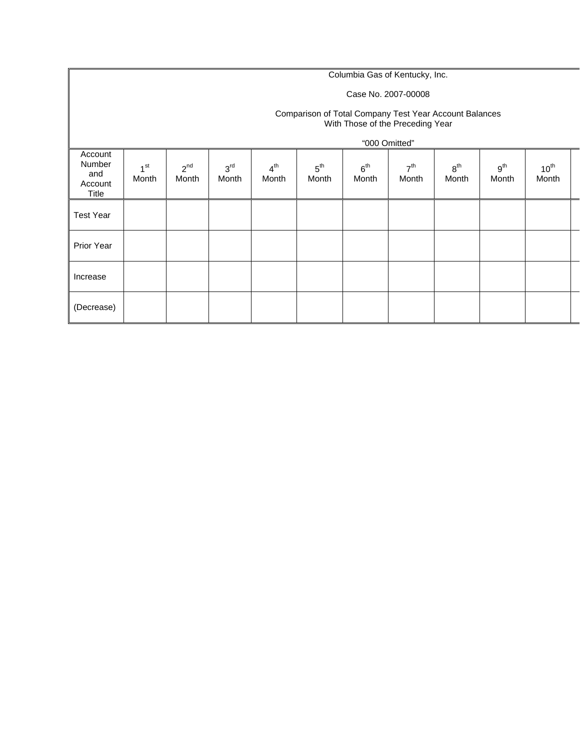Columbia Gas of Kentucky, Inc.

Case No. 2007-00008

Comparison of Total Company Test Year Account Balances
With Those of the Preceding Year

"000 Omitted"

| Account Number and Account Title | 1st Month | 2nd Month | 3rd Month | 4th Month | 5th Month | 6th Month | 7th Month | 8th Month | 9th Month | 10th Month |
|---|---|---|---|---|---|---|---|---|---|---|
| Test Year | | | | | | | | | | |
| Prior Year | | | | | | | | | | |
| Increase | | | | | | | | | | |
| (Decrease) | | | | | | | | | | |